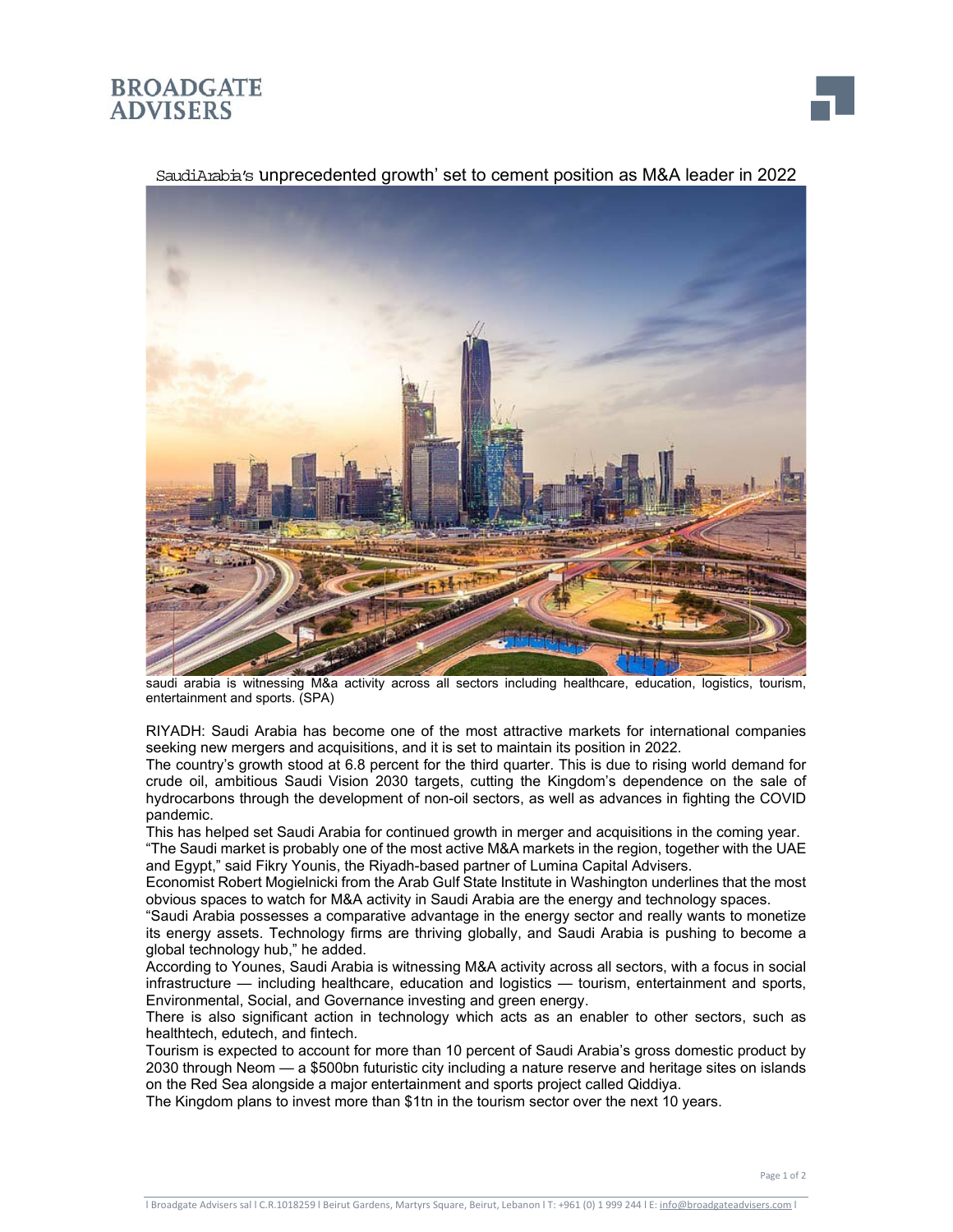# Saudi Arabia's unprecedented growth' set to cement position as M&A leader in 2022

saudi arabia is witnessing M&a activity across all sectors including healthcare, education, logistics, tourism, entertainment and sports. (SPA)

RIYADH: Saudi Arabia has become one of the most attractive markets for international companies seeking new mergers and acquisitions, and it is set to maintain its position in 2022.

The country's growth stood at 6.8 percent for the third quarter. This is due to rising world demand for crude oil, ambitious Saudi Vision 2030 targets, cutting the Kingdom's dependence on the sale of hydrocarbons through the development of non-oil sectors, as well as advances in fighting the COVID pandemic.

This has helped set Saudi Arabia for continued growth in merger and acquisitions in the coming year.

"The Saudi market is probably one of the most active M&A markets in the region, together with the UAE and Egypt," said Fikry Younis, the Riyadh-based partner of Lumina Capital Advisers.

Economist Robert Mogielnicki from the Arab Gulf State Institute in Washington underlines that the most obvious spaces to watch for M&A activity in Saudi Arabia are the energy and technology spaces.

"Saudi Arabia possesses a comparative advantage in the energy sector and really wants to monetize its energy assets. Technology firms are thriving globally, and Saudi Arabia is pushing to become a global technology hub," he added.

According to Younes, Saudi Arabia is witnessing M&A activity across all sectors, with a focus in social infrastructure — including healthcare, education and logistics — tourism, entertainment and sports, Environmental, Social, and Governance investing and green energy.

There is also significant action in technology which acts as an enabler to other sectors, such as healthtech, edutech, and fintech.

Tourism is expected to account for more than 10 percent of Saudi Arabia's gross domestic product by 2030 through Neom — a $500bn futuristic city including a nature reserve and heritage sites on islands on the Red Sea alongside a major entertainment and sports project called Qiddiya.

The Kingdom plans to invest more than $1tn in the tourism sector over the next 10 years.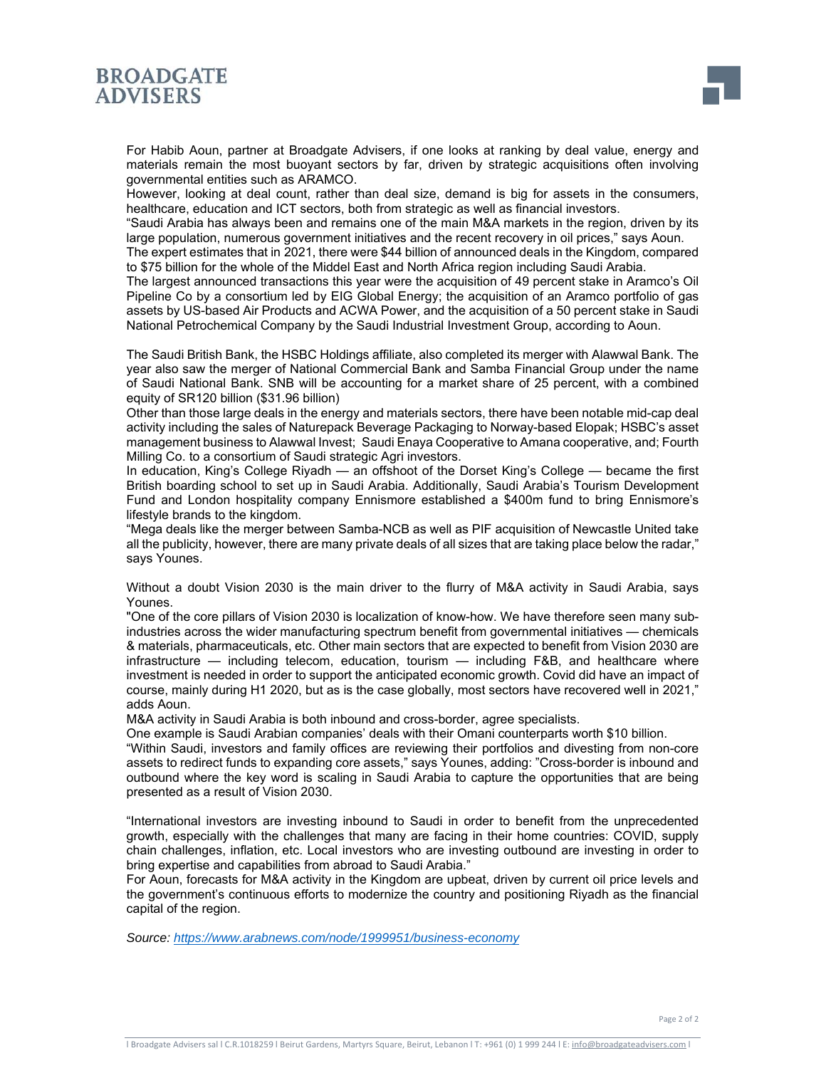For Habib Aoun, partner at Broadgate Advisers, if one looks at ranking by deal value, energy and materials remain the most buoyant sectors by far, driven by strategic acquisitions often involving governmental entities such as ARAMCO.

However, looking at deal count, rather than deal size, demand is big for assets in the consumers, healthcare, education and ICT sectors, both from strategic as well as financial investors.

"Saudi Arabia has always been and remains one of the main M&A markets in the region, driven by its large population, numerous government initiatives and the recent recovery in oil prices," says Aoun.

The expert estimates that in 2021, there were $44 billion of announced deals in the Kingdom, compared to $75 billion for the whole of the Middel East and North Africa region including Saudi Arabia.

The largest announced transactions this year were the acquisition of 49 percent stake in Aramco's Oil Pipeline Co by a consortium led by EIG Global Energy; the acquisition of an Aramco portfolio of gas assets by US-based Air Products and ACWA Power, and the acquisition of a 50 percent stake in Saudi National Petrochemical Company by the Saudi Industrial Investment Group, according to Aoun.

The Saudi British Bank, the HSBC Holdings affiliate, also completed its merger with Alawwal Bank. The year also saw the merger of National Commercial Bank and Samba Financial Group under the name of Saudi National Bank. SNB will be accounting for a market share of 25 percent, with a combined equity of SR120 billion ($31.96 billion)

Other than those large deals in the energy and materials sectors, there have been notable mid-cap deal activity including the sales of Naturepack Beverage Packaging to Norway-based Elopak; HSBC's asset management business to Alawwal Invest; Saudi Enaya Cooperative to Amana cooperative, and; Fourth Milling Co. to a consortium of Saudi strategic Agri investors.

In education, King's College Riyadh — an offshoot of the Dorset King's College — became the first British boarding school to set up in Saudi Arabia. Additionally, Saudi Arabia's Tourism Development Fund and London hospitality company Ennismore established a $400m fund to bring Ennismore's lifestyle brands to the kingdom.

"Mega deals like the merger between Samba-NCB as well as PIF acquisition of Newcastle United take all the publicity, however, there are many private deals of all sizes that are taking place below the radar," says Younes.

Without a doubt Vision 2030 is the main driver to the flurry of M&A activity in Saudi Arabia, says Younes.

"One of the core pillars of Vision 2030 is localization of know-how. We have therefore seen many sub-industries across the wider manufacturing spectrum benefit from governmental initiatives — chemicals & materials, pharmaceuticals, etc. Other main sectors that are expected to benefit from Vision 2030 are infrastructure — including telecom, education, tourism — including F&B, and healthcare where investment is needed in order to support the anticipated economic growth. Covid did have an impact of course, mainly during H1 2020, but as is the case globally, most sectors have recovered well in 2021," adds Aoun.

M&A activity in Saudi Arabia is both inbound and cross-border, agree specialists.

One example is Saudi Arabian companies' deals with their Omani counterparts worth $10 billion.

"Within Saudi, investors and family offices are reviewing their portfolios and divesting from non-core assets to redirect funds to expanding core assets," says Younes, adding: "Cross-border is inbound and outbound where the key word is scaling in Saudi Arabia to capture the opportunities that are being presented as a result of Vision 2030.

"International investors are investing inbound to Saudi in order to benefit from the unprecedented growth, especially with the challenges that many are facing in their home countries: COVID, supply chain challenges, inflation, etc. Local investors who are investing outbound are investing in order to bring expertise and capabilities from abroad to Saudi Arabia."

For Aoun, forecasts for M&A activity in the Kingdom are upbeat, driven by current oil price levels and the government's continuous efforts to modernize the country and positioning Riyadh as the financial capital of the region.

*Source: https://www.arabnews.com/node/1999951/business-economy*